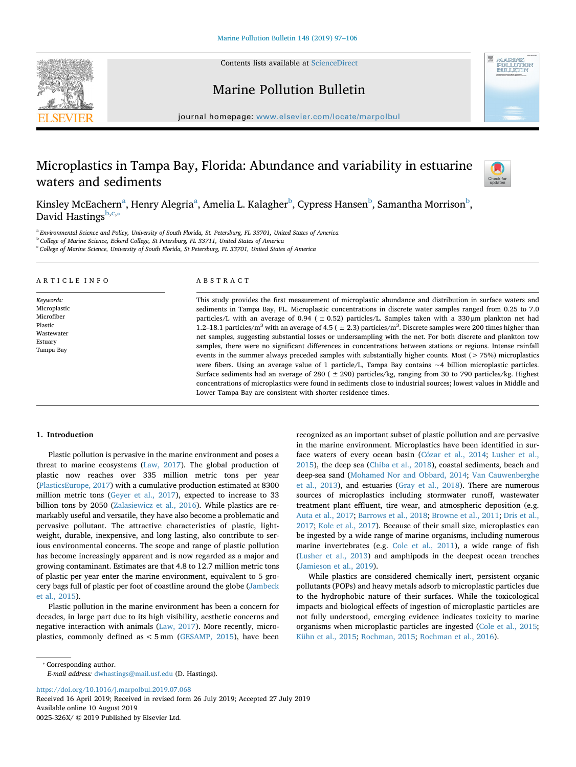# Microplastics in Tampa Bay, Florida: Abundance and variability in estuarine waters and sediments

Kinsley McEachern[a], Henry Alegria[a], Amelia L. Kalagher[b], Cypress Hansen[b], Samantha Morrison[b], David Hastings[b,c,*]

[a] Environmental Science and Policy, University of South Florida, St. Petersburg, FL 33701, United States of America
[b] College of Marine Science, Eckerd College, St Petersburg, FL 33711, United States of America
[c] College of Marine Science, University of South Florida, St Petersburg, FL 33701, United States of America

## ARTICLE INFO

*Keywords:*
Microplastic
Microfiber
Plastic
Wastewater
Estuary
Tampa Bay

## ABSTRACT

This study provides the first measurement of microplastic abundance and distribution in surface waters and sediments in Tampa Bay, FL. Microplastic concentrations in discrete water samples ranged from 0.25 to 7.0 particles/L with an average of 0.94 (± 0.52) particles/L. Samples taken with a 330 μm plankton net had 1.2–18.1 particles/m$^3$ with an average of 4.5 (± 2.3) particles/m$^3$. Discrete samples were 200 times higher than net samples, suggesting substantial losses or undersampling with the net. For both discrete and plankton tow samples, there were no significant differences in concentrations between stations or regions. Intense rainfall events in the summer always preceded samples with substantially higher counts. Most (> 75%) microplastics were fibers. Using an average value of 1 particle/L, Tampa Bay contains ~4 billion microplastic particles. Surface sediments had an average of 280 (± 290) particles/kg, ranging from 30 to 790 particles/kg. Highest concentrations of microplastics were found in sediments close to industrial sources; lowest values in Middle and Lower Tampa Bay are consistent with shorter residence times.

## 1. Introduction

Plastic pollution is pervasive in the marine environment and poses a threat to marine ecosystems (Law, 2017). The global production of plastic now reaches over 335 million metric tons per year (PlasticsEurope, 2017) with a cumulative production estimated at 8300 million metric tons (Geyer et al., 2017), expected to increase to 33 billion tons by 2050 (Zalasiewicz et al., 2016). While plastics are remarkably useful and versatile, they have also become a problematic and pervasive pollutant. The attractive characteristics of plastic, lightweight, durable, inexpensive, and long lasting, also contribute to serious environmental concerns. The scope and range of plastic pollution has become increasingly apparent and is now regarded as a major and growing contaminant. Estimates are that 4.8 to 12.7 million metric tons of plastic per year enter the marine environment, equivalent to 5 grocery bags full of plastic per foot of coastline around the globe (Jambeck et al., 2015).

Plastic pollution in the marine environment has been a concern for decades, in large part due to its high visibility, aesthetic concerns and negative interaction with animals (Law, 2017). More recently, microplastics, commonly defined as < 5 mm (GESAMP, 2015), have been recognized as an important subset of plastic pollution and are pervasive in the marine environment. Microplastics have been identified in surface waters of every ocean basin (Cózar et al., 2014; Lusher et al., 2015), the deep sea (Chiba et al., 2018), coastal sediments, beach and deep-sea sand (Mohamed Nor and Obbard, 2014; Van Cauwenberghe et al., 2013), and estuaries (Gray et al., 2018). There are numerous sources of microplastics including stormwater runoff, wastewater treatment plant effluent, tire wear, and atmospheric deposition (e.g. Auta et al., 2017; Barrows et al., 2018; Browne et al., 2011; Dris et al., 2017; Kole et al., 2017). Because of their small size, microplastics can be ingested by a wide range of marine organisms, including numerous marine invertebrates (e.g. Cole et al., 2011), a wide range of fish (Lusher et al., 2013) and amphipods in the deepest ocean trenches (Jamieson et al., 2019).

While plastics are considered chemically inert, persistent organic pollutants (POPs) and heavy metals adsorb to microplastic particles due to the hydrophobic nature of their surfaces. While the toxicological impacts and biological effects of ingestion of microplastic particles are not fully understood, emerging evidence indicates toxicity to marine organisms when microplastic particles are ingested (Cole et al., 2015; Kühn et al., 2015; Rochman, 2015; Rochman et al., 2016).

* Corresponding author.
*E-mail address:* dwhastings@mail.usf.edu (D. Hastings).

https://doi.org/10.1016/j.marpolbul.2019.07.068
Received 16 April 2019; Received in revised form 26 July 2019; Accepted 27 July 2019
Available online 10 August 2019
0025-326X/ © 2019 Published by Elsevier Ltd.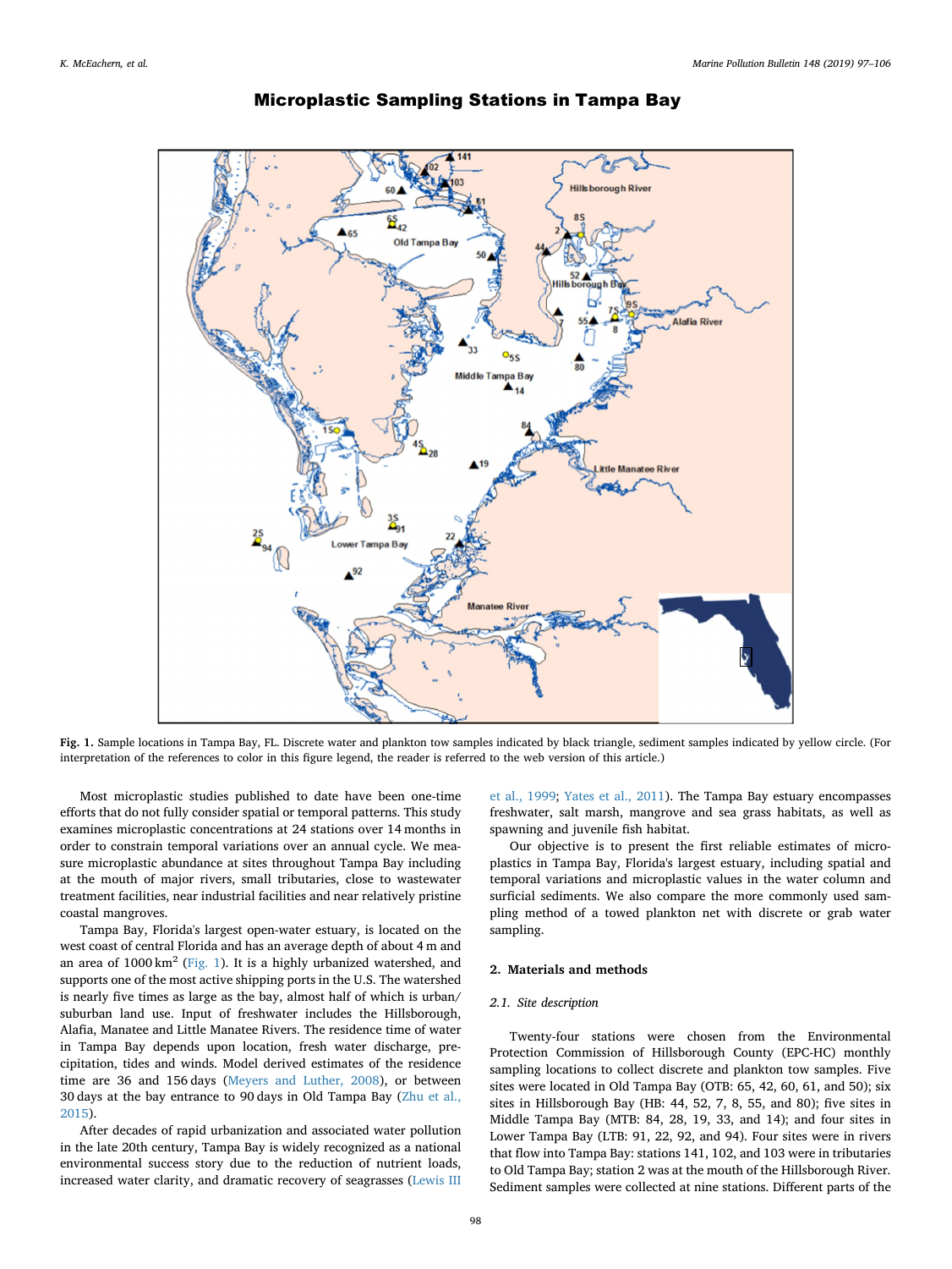Fig. 1. Sample locations in Tampa Bay, FL. Discrete water and plankton tow samples indicated by black triangle, sediment samples indicated by yellow circle. (For interpretation of the references to color in this figure legend, the reader is referred to the web version of this article.)

Most microplastic studies published to date have been one-time efforts that do not fully consider spatial or temporal patterns. This study examines microplastic concentrations at 24 stations over 14 months in order to constrain temporal variations over an annual cycle. We measure microplastic abundance at sites throughout Tampa Bay including at the mouth of major rivers, small tributaries, close to wastewater treatment facilities, near industrial facilities and near relatively pristine coastal mangroves.

Tampa Bay, Florida's largest open-water estuary, is located on the west coast of central Florida and has an average depth of about 4 m and an area of 1000 $km^2$ (Fig. 1). It is a highly urbanized watershed, and supports one of the most active shipping ports in the U.S. The watershed is nearly five times as large as the bay, almost half of which is urban/suburban land use. Input of freshwater includes the Hillsborough, Alafia, Manatee and Little Manatee Rivers. The residence time of water in Tampa Bay depends upon location, fresh water discharge, precipitation, tides and winds. Model derived estimates of the residence time are 36 and 156 days (Meyers and Luther, 2008), or between 30 days at the bay entrance to 90 days in Old Tampa Bay (Zhu et al., 2015).

After decades of rapid urbanization and associated water pollution in the late 20th century, Tampa Bay is widely recognized as a national environmental success story due to the reduction of nutrient loads, increased water clarity, and dramatic recovery of seagrasses (Lewis III et al., 1999; Yates et al., 2011). The Tampa Bay estuary encompasses freshwater, salt marsh, mangrove and sea grass habitats, as well as spawning and juvenile fish habitat.

Our objective is to present the first reliable estimates of microplastics in Tampa Bay, Florida's largest estuary, including spatial and temporal variations and microplastic values in the water column and surficial sediments. We also compare the more commonly used sampling method of a towed plankton net with discrete or grab water sampling.

## 2. Materials and methods

### 2.1. Site description

Twenty-four stations were chosen from the Environmental Protection Commission of Hillsborough County (EPC-HC) monthly sampling locations to collect discrete and plankton tow samples. Five sites were located in Old Tampa Bay (OTB: 65, 42, 60, 61, and 50); six sites in Hillsborough Bay (HB: 44, 52, 7, 8, 55, and 80); five sites in Middle Tampa Bay (MTB: 84, 28, 19, 33, and 14); and four sites in Lower Tampa Bay (LTB: 91, 22, 92, and 94). Four sites were in rivers that flow into Tampa Bay: stations 141, 102, and 103 were in tributaries to Old Tampa Bay; station 2 was at the mouth of the Hillsborough River. Sediment samples were collected at nine stations. Different parts of the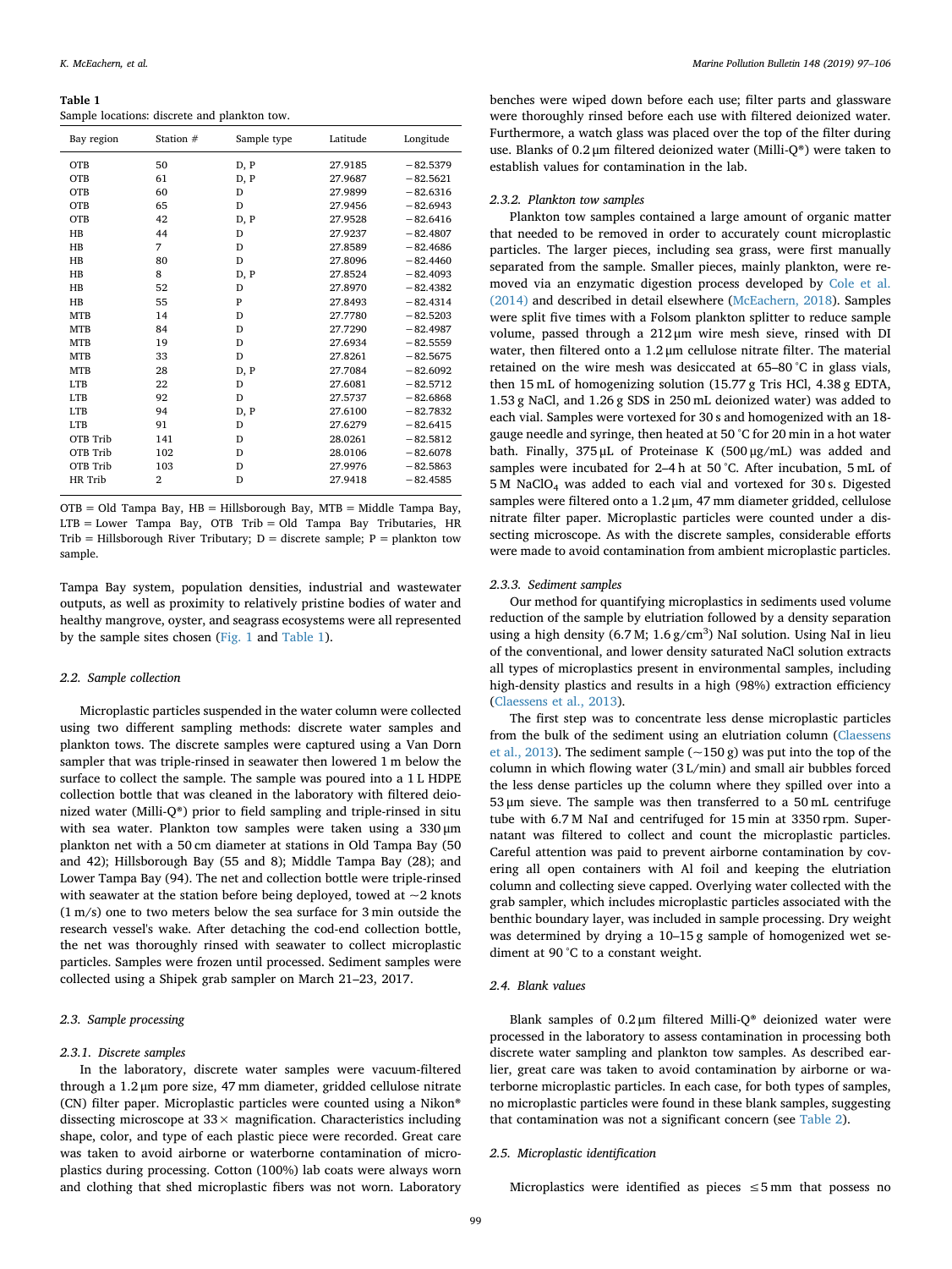**Table 1**
Sample locations: discrete and plankton tow.

| Bay region | Station # | Sample type | Latitude | Longitude |
|---|---|---|---|---|
| OTB | 50 | D, P | 27.9185 | −82.5379 |
| OTB | 61 | D, P | 27.9687 | −82.5621 |
| OTB | 60 | D | 27.9899 | −82.6316 |
| OTB | 65 | D | 27.9456 | −82.6943 |
| OTB | 42 | D, P | 27.9528 | −82.6416 |
| HB | 44 | D | 27.9237 | −82.4807 |
| HB | 7 | D | 27.8589 | −82.4686 |
| HB | 80 | D | 27.8096 | −82.4460 |
| HB | 8 | D, P | 27.8524 | −82.4093 |
| HB | 52 | D | 27.8970 | −82.4382 |
| HB | 55 | P | 27.8493 | −82.4314 |
| MTB | 14 | D | 27.7780 | −82.5203 |
| MTB | 84 | D | 27.7290 | −82.4987 |
| MTB | 19 | D | 27.6934 | −82.5559 |
| MTB | 33 | D | 27.8261 | −82.5675 |
| MTB | 28 | D, P | 27.7084 | −82.6092 |
| LTB | 22 | D | 27.6081 | −82.5712 |
| LTB | 92 | D | 27.5737 | −82.6868 |
| LTB | 94 | D, P | 27.6100 | −82.7832 |
| LTB | 91 | D | 27.6279 | −82.6415 |
| OTB Trib | 141 | D | 28.0261 | −82.5812 |
| OTB Trib | 102 | D | 28.0106 | −82.6078 |
| OTB Trib | 103 | D | 27.9976 | −82.5863 |
| HR Trib | 2 | D | 27.9418 | −82.4585 |

OTB = Old Tampa Bay, HB = Hillsborough Bay, MTB = Middle Tampa Bay, LTB = Lower Tampa Bay, OTB Trib = Old Tampa Bay Tributaries, HR Trib = Hillsborough River Tributary; D = discrete sample; P = plankton tow sample.

Tampa Bay system, population densities, industrial and wastewater outputs, as well as proximity to relatively pristine bodies of water and healthy mangrove, oyster, and seagrass ecosystems were all represented by the sample sites chosen (Fig. 1 and Table 1).

### 2.2. Sample collection

Microplastic particles suspended in the water column were collected using two different sampling methods: discrete water samples and plankton tows. The discrete samples were captured using a Van Dorn sampler that was triple-rinsed in seawater then lowered 1 m below the surface to collect the sample. The sample was poured into a 1 L HDPE collection bottle that was cleaned in the laboratory with filtered deionized water (Milli-Q®) prior to field sampling and triple-rinsed in situ with sea water. Plankton tow samples were taken using a 330 μm plankton net with a 50 cm diameter at stations in Old Tampa Bay (50 and 42); Hillsborough Bay (55 and 8); Middle Tampa Bay (28); and Lower Tampa Bay (94). The net and collection bottle were triple-rinsed with seawater at the station before being deployed, towed at ~2 knots (1 m/s) one to two meters below the sea surface for 3 min outside the research vessel's wake. After detaching the cod-end collection bottle, the net was thoroughly rinsed with seawater to collect microplastic particles. Samples were frozen until processed. Sediment samples were collected using a Shipek grab sampler on March 21–23, 2017.

### 2.3. Sample processing

#### 2.3.1. Discrete samples

In the laboratory, discrete water samples were vacuum-filtered through a 1.2 μm pore size, 47 mm diameter, gridded cellulose nitrate (CN) filter paper. Microplastic particles were counted using a Nikon® dissecting microscope at 33× magnification. Characteristics including shape, color, and type of each plastic piece were recorded. Great care was taken to avoid airborne or waterborne contamination of microplastics during processing. Cotton (100%) lab coats were always worn and clothing that shed microplastic fibers was not worn. Laboratory benches were wiped down before each use; filter parts and glassware were thoroughly rinsed before each use with filtered deionized water. Furthermore, a watch glass was placed over the top of the filter during use. Blanks of 0.2 μm filtered deionized water (Milli-Q®) were taken to establish values for contamination in the lab.

#### 2.3.2. Plankton tow samples

Plankton tow samples contained a large amount of organic matter that needed to be removed in order to accurately count microplastic particles. The larger pieces, including sea grass, were first manually separated from the sample. Smaller pieces, mainly plankton, were removed via an enzymatic digestion process developed by Cole et al. (2014) and described in detail elsewhere (McEachern, 2018). Samples were split five times with a Folsom plankton splitter to reduce sample volume, passed through a 212 μm wire mesh sieve, rinsed with DI water, then filtered onto a 1.2 μm cellulose nitrate filter. The material retained on the wire mesh was desiccated at 65–80 °C in glass vials, then 15 mL of homogenizing solution (15.77 g Tris HCl, 4.38 g EDTA, 1.53 g NaCl, and 1.26 g SDS in 250 mL deionized water) was added to each vial. Samples were vortexed for 30 s and homogenized with an 18-gauge needle and syringe, then heated at 50 °C for 20 min in a hot water bath. Finally, 375 μL of Proteinase K (500 μg/mL) was added and samples were incubated for 2–4 h at 50 °C. After incubation, 5 mL of 5 M $NaClO_4$ was added to each vial and vortexed for 30 s. Digested samples were filtered onto a 1.2 μm, 47 mm diameter gridded, cellulose nitrate filter paper. Microplastic particles were counted under a dissecting microscope. As with the discrete samples, considerable efforts were made to avoid contamination from ambient microplastic particles.

#### 2.3.3. Sediment samples

Our method for quantifying microplastics in sediments used volume reduction of the sample by elutriation followed by a density separation using a high density (6.7 M; 1.6 g/cm$^3$) NaI solution. Using NaI in lieu of the conventional, and lower density saturated NaCl solution extracts all types of microplastics present in environmental samples, including high-density plastics and results in a high (98%) extraction efficiency (Claessens et al., 2013).

The first step was to concentrate less dense microplastic particles from the bulk of the sediment using an elutriation column (Claessens et al., 2013). The sediment sample (~150 g) was put into the top of the column in which flowing water (3 L/min) and small air bubbles forced the less dense particles up the column where they spilled over into a 53 μm sieve. The sample was then transferred to a 50 mL centrifuge tube with 6.7 M NaI and centrifuged for 15 min at 3350 rpm. Supernatant was filtered to collect and count the microplastic particles. Careful attention was paid to prevent airborne contamination by covering all open containers with Al foil and keeping the elutriation column and collecting sieve capped. Overlying water collected with the grab sampler, which includes microplastic particles associated with the benthic boundary layer, was included in sample processing. Dry weight was determined by drying a 10–15 g sample of homogenized wet sediment at 90 °C to a constant weight.

### 2.4. Blank values

Blank samples of 0.2 μm filtered Milli-Q® deionized water were processed in the laboratory to assess contamination in processing both discrete water sampling and plankton tow samples. As described earlier, great care was taken to avoid contamination by airborne or waterborne microplastic particles. In each case, for both types of samples, no microplastic particles were found in these blank samples, suggesting that contamination was not a significant concern (see Table 2).

### 2.5. Microplastic identification

Microplastics were identified as pieces ≤5 mm that possess no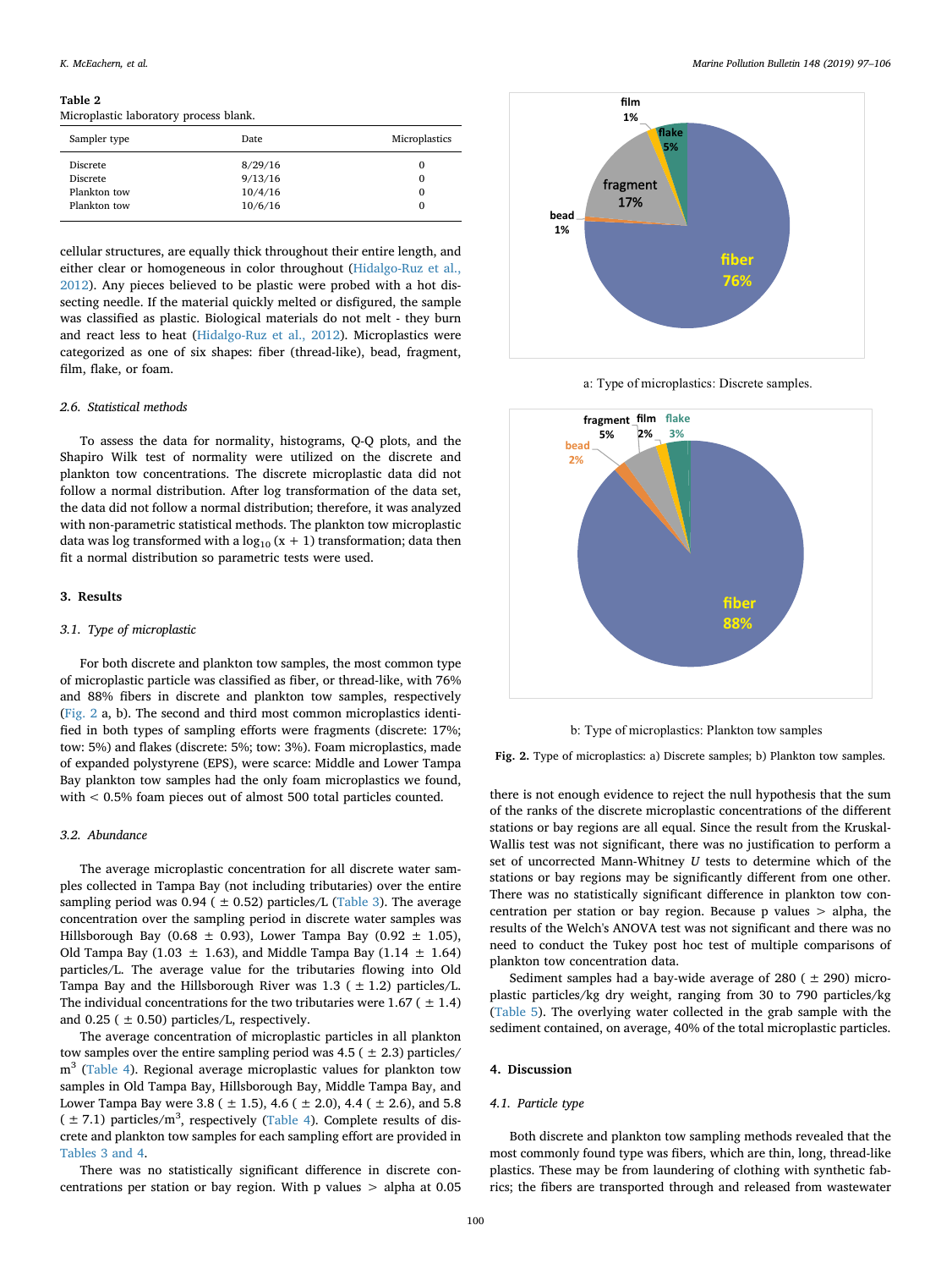**Table 2**
Microplastic laboratory process blank.

| Sampler type | Date | Microplastics |
|---|---|---|
| Discrete | 8/29/16 | 0 |
| Discrete | 9/13/16 | 0 |
| Plankton tow | 10/4/16 | 0 |
| Plankton tow | 10/6/16 | 0 |

cellular structures, are equally thick throughout their entire length, and either clear or homogeneous in color throughout (Hidalgo-Ruz et al., 2012). Any pieces believed to be plastic were probed with a hot dissecting needle. If the material quickly melted or disfigured, the sample was classified as plastic. Biological materials do not melt - they burn and react less to heat (Hidalgo-Ruz et al., 2012). Microplastics were categorized as one of six shapes: fiber (thread-like), bead, fragment, film, flake, or foam.

### 2.6. Statistical methods

To assess the data for normality, histograms, Q-Q plots, and the Shapiro Wilk test of normality were utilized on the discrete and plankton tow concentrations. The discrete microplastic data did not follow a normal distribution. After log transformation of the data set, the data did not follow a normal distribution; therefore, it was analyzed with non-parametric statistical methods. The plankton tow microplastic data was log transformed with a $\log_{10}(x + 1)$ transformation; data then fit a normal distribution so parametric tests were used.

## 3. Results

### 3.1. Type of microplastic

For both discrete and plankton tow samples, the most common type of microplastic particle was classified as fiber, or thread-like, with 76% and 88% fibers in discrete and plankton tow samples, respectively (Fig. 2 a, b). The second and third most common microplastics identified in both types of sampling efforts were fragments (discrete: 17%; tow: 5%) and flakes (discrete: 5%; tow: 3%). Foam microplastics, made of expanded polystyrene (EPS), were scarce: Middle and Lower Tampa Bay plankton tow samples had the only foam microplastics we found, with < 0.5% foam pieces out of almost 500 total particles counted.

### 3.2. Abundance

The average microplastic concentration for all discrete water samples collected in Tampa Bay (not including tributaries) over the entire sampling period was 0.94 ($\pm$ 0.52) particles/L (Table 3). The average concentration over the sampling period in discrete water samples was Hillsborough Bay (0.68 $\pm$ 0.93), Lower Tampa Bay (0.92 $\pm$ 1.05), Old Tampa Bay (1.03 $\pm$ 1.63), and Middle Tampa Bay (1.14 $\pm$ 1.64) particles/L. The average value for the tributaries flowing into Old Tampa Bay and the Hillsborough River was 1.3 ($\pm$ 1.2) particles/L. The individual concentrations for the two tributaries were 1.67 ($\pm$ 1.4) and 0.25 ($\pm$ 0.50) particles/L, respectively.

The average concentration of microplastic particles in all plankton tow samples over the entire sampling period was 4.5 ($\pm$ 2.3) particles/$m^3$ (Table 4). Regional average microplastic values for plankton tow samples in Old Tampa Bay, Hillsborough Bay, Middle Tampa Bay, and Lower Tampa Bay were 3.8 ($\pm$ 1.5), 4.6 ($\pm$ 2.0), 4.4 ($\pm$ 2.6), and 5.8 ($\pm$ 7.1) particles/$m^3$, respectively (Table 4). Complete results of discrete and plankton tow samples for each sampling effort are provided in Tables 3 and 4.

There was no statistically significant difference in discrete concentrations per station or bay region. With p values > alpha at 0.05 there is not enough evidence to reject the null hypothesis that the sum of the ranks of the discrete microplastic concentrations of the different stations or bay regions are all equal. Since the result from the Kruskal-Wallis test was not significant, there was no justification to perform a set of uncorrected Mann-Whitney *U* tests to determine which of the stations or bay regions may be significantly different from one other. There was no statistically significant difference in plankton tow concentration per station or bay region. Because p values > alpha, the results of the Welch's ANOVA test was not significant and there was no need to conduct the Tukey post hoc test of multiple comparisons of plankton tow concentration data.

Sediment samples had a bay-wide average of 280 ($\pm$ 290) microplastic particles/kg dry weight, ranging from 30 to 790 particles/kg (Table 5). The overlying water collected in the grab sample with the sediment contained, on average, 40% of the total microplastic particles.

a: Type of microplastics: Discrete samples.

b: Type of microplastics: Plankton tow samples

**Fig. 2.** Type of microplastics: a) Discrete samples; b) Plankton tow samples.

## 4. Discussion

### 4.1. Particle type

Both discrete and plankton tow sampling methods revealed that the most commonly found type was fibers, which are thin, long, thread-like plastics. These may be from laundering of clothing with synthetic fabrics; the fibers are transported through and released from wastewater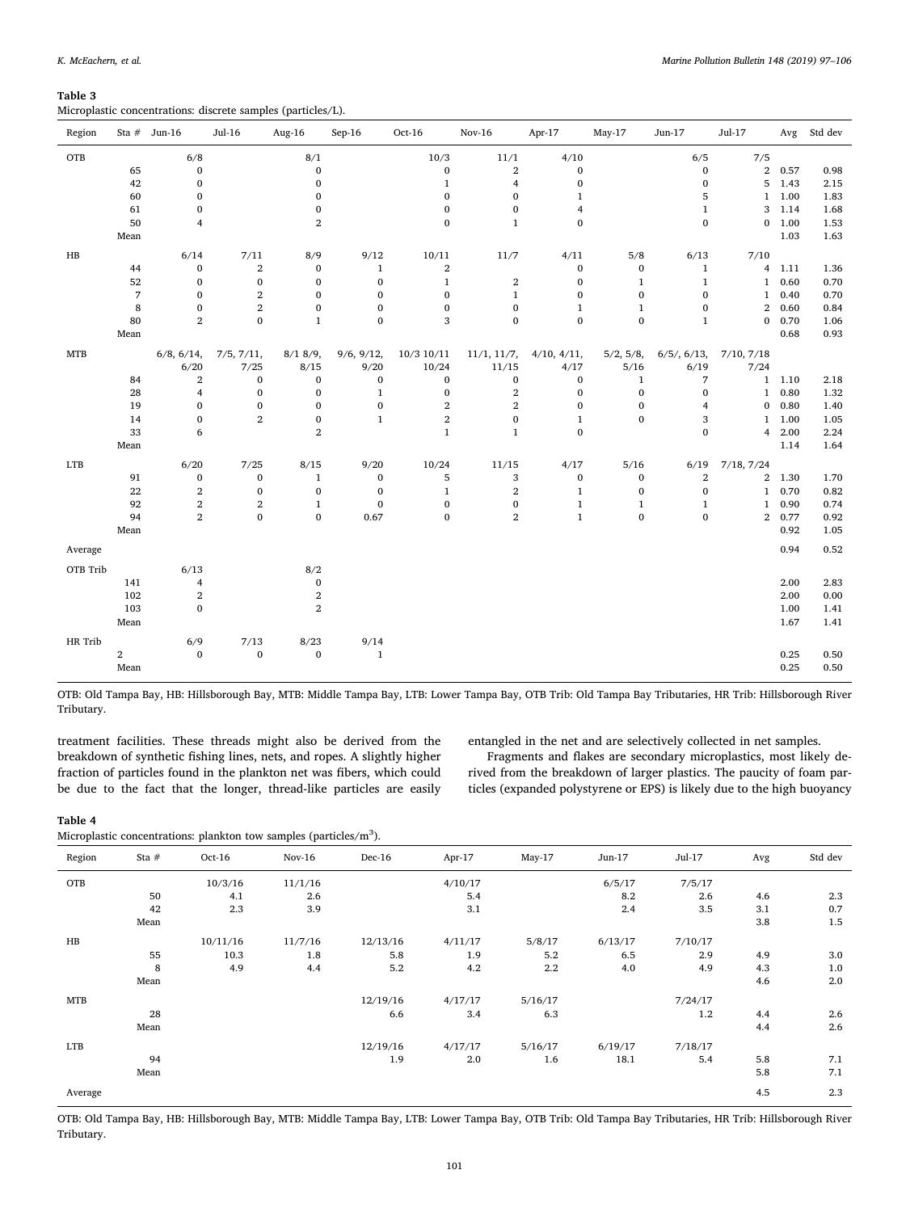**Table 3**
Microplastic concentrations: discrete samples (particles/L).

| Region | Sta # | Jun-16 | Jul-16 | Aug-16 | Sep-16 | Oct-16 | Nov-16 | Apr-17 | May-17 | Jun-17 | Jul-17 | Avg | Std dev |
|---|---|---|---|---|---|---|---|---|---|---|---|---|---|
| OTB | | 6/8 | | 8/1 | | 10/3 | 11/1 | 4/10 | | 6/5 | 7/5 | | |
| | 65 | 0 | | 0 | | 0 | 2 | 0 | | 0 | 2 | 0.57 | 0.98 |
| | 42 | 0 | | 0 | | 1 | 4 | 0 | | 0 | 5 | 1.43 | 2.15 |
| | 60 | 0 | | 0 | | 0 | 0 | 1 | | 5 | 1 | 1.00 | 1.83 |
| | 61 | 0 | | 0 | | 0 | 0 | 4 | | 1 | 3 | 1.14 | 1.68 |
| | 50 | 4 | | 2 | | 0 | 1 | 0 | | 0 | 0 | 1.00 | 1.53 |
| | Mean | | | | | | | | | | | 1.03 | 1.63 |
| HB | | 6/14 | 7/11 | 8/9 | 9/12 | 10/11 | 11/7 | 4/11 | 5/8 | 6/13 | 7/10 | | |
| | 44 | 0 | 2 | 0 | 1 | 2 | | 0 | 0 | 1 | 4 | 1.11 | 1.36 |
| | 52 | 0 | 0 | 0 | 0 | 1 | 2 | 0 | 1 | 1 | 1 | 0.60 | 0.70 |
| | 7 | 0 | 2 | 0 | 0 | 0 | 1 | 0 | 0 | 0 | 1 | 0.40 | 0.70 |
| | 8 | 0 | 2 | 0 | 0 | 0 | 0 | 1 | 1 | 0 | 2 | 0.60 | 0.84 |
| | 80 | 2 | 0 | 1 | 0 | 3 | 0 | 0 | 0 | 1 | 0 | 0.70 | 1.06 |
| | Mean | | | | | | | | | | | 0.68 | 0.93 |
| MTB | | 6/8, 6/14, 6/20 | 7/5, 7/11, 7/25 | 8/1 8/9, 8/15 | 9/6, 9/12, 9/20 | 10/3 10/11 10/24 | 11/1, 11/7, 11/15 | 4/10, 4/11, 4/17 | 5/2, 5/8, 5/16 | 6/5/, 6/13, 6/19 | 7/10, 7/18 7/24 | | |
| | 84 | 2 | 0 | 0 | 0 | 0 | 0 | 0 | 1 | 7 | 1 | 1.10 | 2.18 |
| | 28 | 4 | 0 | 0 | 1 | 0 | 2 | 0 | 0 | 0 | 1 | 0.80 | 1.32 |
| | 19 | 0 | 0 | 0 | 0 | 2 | 2 | 0 | 0 | 4 | 0 | 0.80 | 1.40 |
| | 14 | 0 | 2 | 0 | 1 | 2 | 0 | 1 | 0 | 3 | 1 | 1.00 | 1.05 |
| | 33 | 6 | | 2 | | 1 | 1 | 0 | | 0 | 4 | 2.00 | 2.24 |
| | Mean | | | | | | | | | | | 1.14 | 1.64 |
| LTB | | 6/20 | 7/25 | 8/15 | 9/20 | 10/24 | 11/15 | 4/17 | 5/16 | 6/19 | 7/18, 7/24 | | |
| | 91 | 0 | 0 | 1 | 0 | 5 | 3 | 0 | 0 | 2 | 2 | 1.30 | 1.70 |
| | 22 | 2 | 0 | 0 | 0 | 1 | 2 | 1 | 0 | 0 | 1 | 0.70 | 0.82 |
| | 92 | 2 | 2 | 1 | 0 | 0 | 0 | 1 | 1 | 1 | 1 | 0.90 | 0.74 |
| | 94 | 2 | 0 | 0 | 0.67 | 0 | 2 | 1 | 0 | 0 | 2 | 0.77 | 0.92 |
| | Mean | | | | | | | | | | | 0.92 | 1.05 |
| Average | | | | | | | | | | | | 0.94 | 0.52 |
| OTB Trib | | 6/13 | | 8/2 | | | | | | | | | |
| | 141 | 4 | | 0 | | | | | | | | 2.00 | 2.83 |
| | 102 | 2 | | 2 | | | | | | | | 2.00 | 0.00 |
| | 103 | 0 | | 2 | | | | | | | | 1.00 | 1.41 |
| | Mean | | | | | | | | | | | 1.67 | 1.41 |
| HR Trib | | 6/9 | 7/13 | 8/23 | 9/14 | | | | | | | | |
| | 2 | 0 | 0 | 0 | 1 | | | | | | | 0.25 | 0.50 |
| | Mean | | | | | | | | | | | 0.25 | 0.50 |

OTB: Old Tampa Bay, HB: Hillsborough Bay, MTB: Middle Tampa Bay, LTB: Lower Tampa Bay, OTB Trib: Old Tampa Bay Tributaries, HR Trib: Hillsborough River Tributary.

treatment facilities. These threads might also be derived from the breakdown of synthetic fishing lines, nets, and ropes. A slightly higher fraction of particles found in the plankton net was fibers, which could be due to the fact that the longer, thread-like particles are easily entangled in the net and are selectively collected in net samples.

Fragments and flakes are secondary microplastics, most likely derived from the breakdown of larger plastics. The paucity of foam particles (expanded polystyrene or EPS) is likely due to the high buoyancy

**Table 4**
Microplastic concentrations: plankton tow samples (particles/m$^3$).

| Region | Sta # | Oct-16 | Nov-16 | Dec-16 | Apr-17 | May-17 | Jun-17 | Jul-17 | Avg | Std dev |
|---|---|---|---|---|---|---|---|---|---|---|
| OTB | | 10/3/16 | 11/1/16 | | 4/10/17 | | 6/5/17 | 7/5/17 | | |
| | 50 | 4.1 | 2.6 | | 5.4 | | 8.2 | 2.6 | 4.6 | 2.3 |
| | 42 | 2.3 | 3.9 | | 3.1 | | 2.4 | 3.5 | 3.1 | 0.7 |
| | Mean | | | | | | | | 3.8 | 1.5 |
| HB | | 10/11/16 | 11/7/16 | 12/13/16 | 4/11/17 | 5/8/17 | 6/13/17 | 7/10/17 | | |
| | 55 | 10.3 | 1.8 | 5.8 | 1.9 | 5.2 | 6.5 | 2.9 | 4.9 | 3.0 |
| | 8 | 4.9 | 4.4 | 5.2 | 4.2 | 2.2 | 4.0 | 4.9 | 4.3 | 1.0 |
| | Mean | | | | | | | | 4.6 | 2.0 |
| MTB | | | | 12/19/16 | 4/17/17 | 5/16/17 | | 7/24/17 | | |
| | 28 | | | 6.6 | 3.4 | 6.3 | | 1.2 | 4.4 | 2.6 |
| | Mean | | | | | | | | 4.4 | 2.6 |
| LTB | | | | 12/19/16 | 4/17/17 | 5/16/17 | 6/19/17 | 7/18/17 | | |
| | 94 | | | 1.9 | 2.0 | 1.6 | 18.1 | 5.4 | 5.8 | 7.1 |
| | Mean | | | | | | | | 5.8 | 7.1 |
| Average | | | | | | | | | 4.5 | 2.3 |

OTB: Old Tampa Bay, HB: Hillsborough Bay, MTB: Middle Tampa Bay, LTB: Lower Tampa Bay, OTB Trib: Old Tampa Bay Tributaries, HR Trib: Hillsborough River Tributary.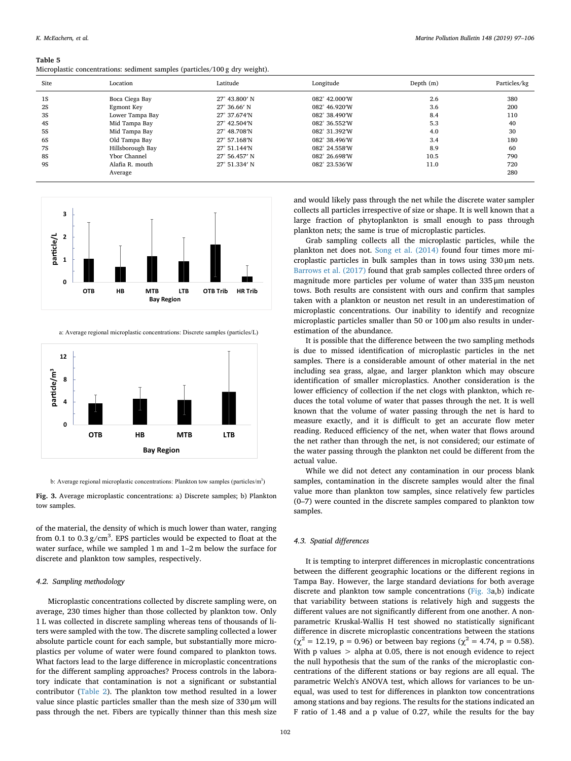**Table 5**
Microplastic concentrations: sediment samples (particles/100 g dry weight).

| Site | Location | Latitude | Longitude | Depth (m) | Particles/kg |
|---|---|---|---|---|---|
| 1S | Boca Ciega Bay | 27° 43.800′ N | 082° 42.000′W | 2.6 | 380 |
| 2S | Egmont Key | 27° 36.66′ N | 082° 46.920′W | 3.6 | 200 |
| 3S | Lower Tampa Bay | 27° 37.674′N | 082° 38.490′W | 8.4 | 110 |
| 4S | Mid Tampa Bay | 27° 42.504′N | 082° 36.552′W | 5.3 | 40 |
| 5S | Mid Tampa Bay | 27° 48.708′N | 082° 31.392′W | 4.0 | 30 |
| 6S | Old Tampa Bay | 27° 57.168′N | 082° 38.496′W | 3.4 | 180 |
| 7S | Hillsborough Bay | 27° 51.144′N | 082° 24.558′W | 8.9 | 60 |
| 8S | Ybor Channel | 27° 56.457′ N | 082° 26.698′W | 10.5 | 790 |
| 9S | Alafia R. mouth | 27° 51.334′ N | 082° 23.536′W | 11.0 | 720 |
| | Average | | | | 280 |

a: Average regional microplastic concentrations: Discrete samples (particles/L)

b: Average regional microplastic concentrations: Plankton tow samples (particles/m$^3$)

**Fig. 3.** Average microplastic concentrations: a) Discrete samples; b) Plankton tow samples.

of the material, the density of which is much lower than water, ranging from 0.1 to 0.3 g/cm$^3$. EPS particles would be expected to float at the water surface, while we sampled 1 m and 1–2 m below the surface for discrete and plankton tow samples, respectively.

### 4.2. Sampling methodology

Microplastic concentrations collected by discrete sampling were, on average, 230 times higher than those collected by plankton tow. Only 1 L was collected in discrete sampling whereas tens of thousands of liters were sampled with the tow. The discrete sampling collected a lower absolute particle count for each sample, but substantially more microplastics per volume of water were found compared to plankton tows. What factors lead to the large difference in microplastic concentrations for the different sampling approaches? Process controls in the laboratory indicate that contamination is not a significant or substantial contributor (Table 2). The plankton tow method resulted in a lower value since plastic particles smaller than the mesh size of 330 μm will pass through the net. Fibers are typically thinner than this mesh size and would likely pass through the net while the discrete water sampler collects all particles irrespective of size or shape. It is well known that a large fraction of phytoplankton is small enough to pass through plankton nets; the same is true of microplastic particles.

Grab sampling collects all the microplastic particles, while the plankton net does not. Song et al. (2014) found four times more microplastic particles in bulk samples than in tows using 330 μm nets. Barrows et al. (2017) found that grab samples collected three orders of magnitude more particles per volume of water than 335 μm neuston tows. Both results are consistent with ours and confirm that samples taken with a plankton or neuston net result in an underestimation of microplastic concentrations. Our inability to identify and recognize microplastic particles smaller than 50 or 100 μm also results in underestimation of the abundance.

It is possible that the difference between the two sampling methods is due to missed identification of microplastic particles in the net samples. There is a considerable amount of other material in the net including sea grass, algae, and larger plankton which may obscure identification of smaller microplastics. Another consideration is the lower efficiency of collection if the net clogs with plankton, which reduces the total volume of water that passes through the net. It is well known that the volume of water passing through the net is hard to measure exactly, and it is difficult to get an accurate flow meter reading. Reduced efficiency of the net, when water that flows around the net rather than through the net, is not considered; our estimate of the water passing through the plankton net could be different from the actual value.

While we did not detect any contamination in our process blank samples, contamination in the discrete samples would alter the final value more than plankton tow samples, since relatively few particles (0–7) were counted in the discrete samples compared to plankton tow samples.

### 4.3. Spatial differences

It is tempting to interpret differences in microplastic concentrations between the different geographic locations or the different regions in Tampa Bay. However, the large standard deviations for both average discrete and plankton tow sample concentrations (Fig. 3a,b) indicate that variability between stations is relatively high and suggests the different values are not significantly different from one another. A non-parametric Kruskal-Wallis H test showed no statistically significant difference in discrete microplastic concentrations between the stations ($\chi^2 = 12.19$, $p = 0.96$) or between bay regions ($\chi^2 = 4.74$, $p = 0.58$). With p values $>$ alpha at 0.05, there is not enough evidence to reject the null hypothesis that the sum of the ranks of the microplastic concentrations of the different stations or bay regions are all equal. The parametric Welch's ANOVA test, which allows for variances to be unequal, was used to test for differences in plankton tow concentrations among stations and bay regions. The results for the stations indicated an F ratio of 1.48 and a p value of 0.27, while the results for the bay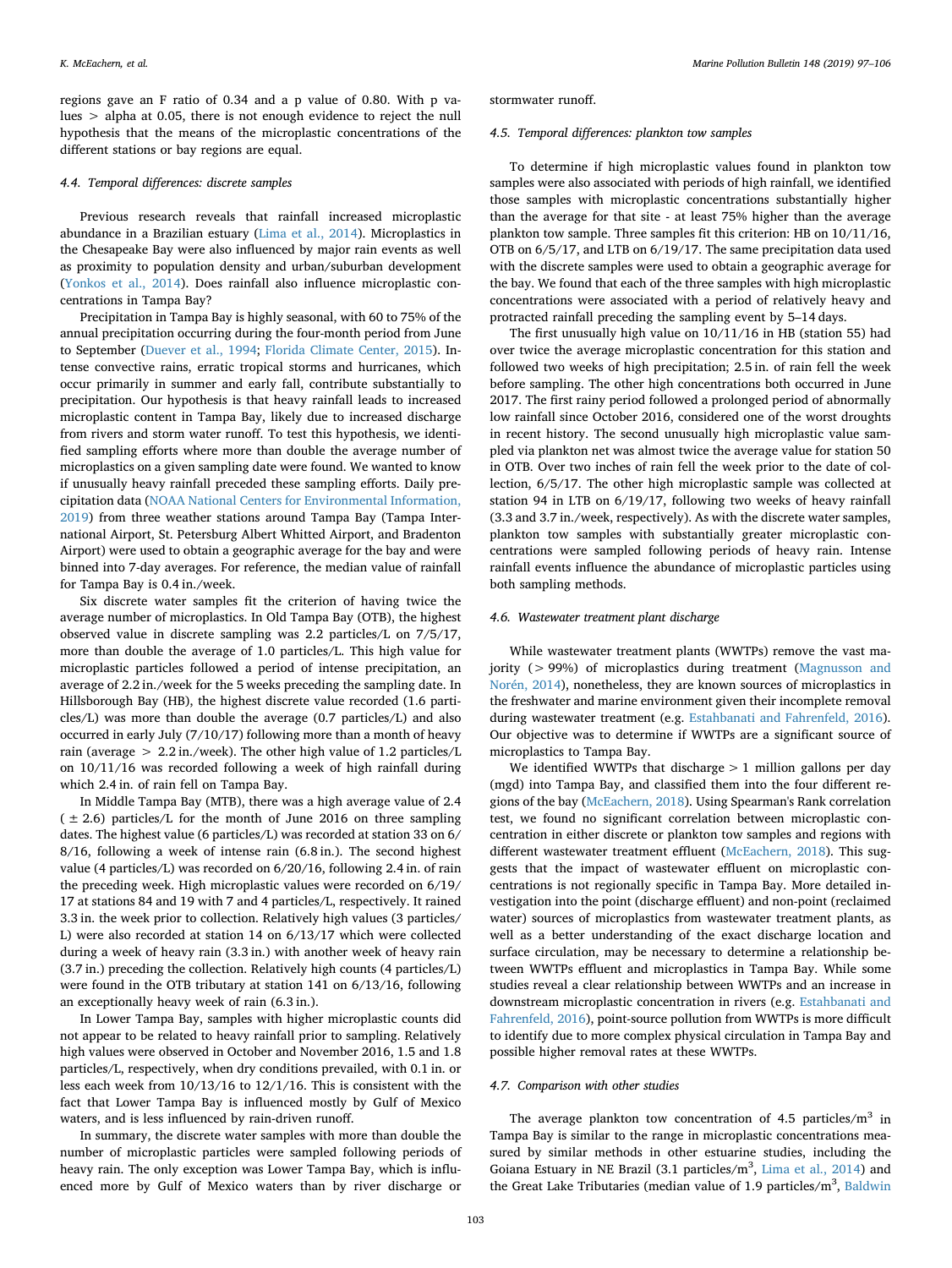regions gave an F ratio of 0.34 and a p value of 0.80. With p values > alpha at 0.05, there is not enough evidence to reject the null hypothesis that the means of the microplastic concentrations of the different stations or bay regions are equal.

### 4.4. Temporal differences: discrete samples

Previous research reveals that rainfall increased microplastic abundance in a Brazilian estuary (Lima et al., 2014). Microplastics in the Chesapeake Bay were also influenced by major rain events as well as proximity to population density and urban/suburban development (Yonkos et al., 2014). Does rainfall also influence microplastic concentrations in Tampa Bay?

Precipitation in Tampa Bay is highly seasonal, with 60 to 75% of the annual precipitation occurring during the four-month period from June to September (Duever et al., 1994; Florida Climate Center, 2015). Intense convective rains, erratic tropical storms and hurricanes, which occur primarily in summer and early fall, contribute substantially to precipitation. Our hypothesis is that heavy rainfall leads to increased microplastic content in Tampa Bay, likely due to increased discharge from rivers and storm water runoff. To test this hypothesis, we identified sampling efforts where more than double the average number of microplastics on a given sampling date were found. We wanted to know if unusually heavy rainfall preceded these sampling efforts. Daily precipitation data (NOAA National Centers for Environmental Information, 2019) from three weather stations around Tampa Bay (Tampa International Airport, St. Petersburg Albert Whitted Airport, and Bradenton Airport) were used to obtain a geographic average for the bay and were binned into 7-day averages. For reference, the median value of rainfall for Tampa Bay is 0.4 in./week.

Six discrete water samples fit the criterion of having twice the average number of microplastics. In Old Tampa Bay (OTB), the highest observed value in discrete sampling was 2.2 particles/L on 7/5/17, more than double the average of 1.0 particles/L. This high value for microplastic particles followed a period of intense precipitation, an average of 2.2 in./week for the 5 weeks preceding the sampling date. In Hillsborough Bay (HB), the highest discrete value recorded (1.6 particles/L) was more than double the average (0.7 particles/L) and also occurred in early July (7/10/17) following more than a month of heavy rain (average > 2.2 in./week). The other high value of 1.2 particles/L on 10/11/16 was recorded following a week of high rainfall during which 2.4 in. of rain fell on Tampa Bay.

In Middle Tampa Bay (MTB), there was a high average value of 2.4 (± 2.6) particles/L for the month of June 2016 on three sampling dates. The highest value (6 particles/L) was recorded at station 33 on 6/8/16, following a week of intense rain (6.8 in.). The second highest value (4 particles/L) was recorded on 6/20/16, following 2.4 in. of rain the preceding week. High microplastic values were recorded on 6/19/17 at stations 84 and 19 with 7 and 4 particles/L, respectively. It rained 3.3 in. the week prior to collection. Relatively high values (3 particles/L) were also recorded at station 14 on 6/13/17 which were collected during a week of heavy rain (3.3 in.) with another week of heavy rain (3.7 in.) preceding the collection. Relatively high counts (4 particles/L) were found in the OTB tributary at station 141 on 6/13/16, following an exceptionally heavy week of rain (6.3 in.).

In Lower Tampa Bay, samples with higher microplastic counts did not appear to be related to heavy rainfall prior to sampling. Relatively high values were observed in October and November 2016, 1.5 and 1.8 particles/L, respectively, when dry conditions prevailed, with 0.1 in. or less each week from 10/13/16 to 12/1/16. This is consistent with the fact that Lower Tampa Bay is influenced mostly by Gulf of Mexico waters, and is less influenced by rain-driven runoff.

In summary, the discrete water samples with more than double the number of microplastic particles were sampled following periods of heavy rain. The only exception was Lower Tampa Bay, which is influenced more by Gulf of Mexico waters than by river discharge or stormwater runoff.

### 4.5. Temporal differences: plankton tow samples

To determine if high microplastic values found in plankton tow samples were also associated with periods of high rainfall, we identified those samples with microplastic concentrations substantially higher than the average for that site - at least 75% higher than the average plankton tow sample. Three samples fit this criterion: HB on 10/11/16, OTB on 6/5/17, and LTB on 6/19/17. The same precipitation data used with the discrete samples were used to obtain a geographic average for the bay. We found that each of the three samples with high microplastic concentrations were associated with a period of relatively heavy and protracted rainfall preceding the sampling event by 5–14 days.

The first unusually high value on 10/11/16 in HB (station 55) had over twice the average microplastic concentration for this station and followed two weeks of high precipitation; 2.5 in. of rain fell the week before sampling. The other high concentrations both occurred in June 2017. The first rainy period followed a prolonged period of abnormally low rainfall since October 2016, considered one of the worst droughts in recent history. The second unusually high microplastic value sampled via plankton net was almost twice the average value for station 50 in OTB. Over two inches of rain fell the week prior to the date of collection, 6/5/17. The other high microplastic sample was collected at station 94 in LTB on 6/19/17, following two weeks of heavy rainfall (3.3 and 3.7 in./week, respectively). As with the discrete water samples, plankton tow samples with substantially greater microplastic concentrations were sampled following periods of heavy rain. Intense rainfall events influence the abundance of microplastic particles using both sampling methods.

### 4.6. Wastewater treatment plant discharge

While wastewater treatment plants (WWTPs) remove the vast majority (> 99%) of microplastics during treatment (Magnusson and Norén, 2014), nonetheless, they are known sources of microplastics in the freshwater and marine environment given their incomplete removal during wastewater treatment (e.g. Estahbanati and Fahrenfeld, 2016). Our objective was to determine if WWTPs are a significant source of microplastics to Tampa Bay.

We identified WWTPs that discharge > 1 million gallons per day (mgd) into Tampa Bay, and classified them into the four different regions of the bay (McEachern, 2018). Using Spearman's Rank correlation test, we found no significant correlation between microplastic concentration in either discrete or plankton tow samples and regions with different wastewater treatment effluent (McEachern, 2018). This suggests that the impact of wastewater effluent on microplastic concentrations is not regionally specific in Tampa Bay. More detailed investigation into the point (discharge effluent) and non-point (reclaimed water) sources of microplastics from wastewater treatment plants, as well as a better understanding of the exact discharge location and surface circulation, may be necessary to determine a relationship between WWTPs effluent and microplastics in Tampa Bay. While some studies reveal a clear relationship between WWTPs and an increase in downstream microplastic concentration in rivers (e.g. Estahbanati and Fahrenfeld, 2016), point-source pollution from WWTPs is more difficult to identify due to more complex physical circulation in Tampa Bay and possible higher removal rates at these WWTPs.

### 4.7. Comparison with other studies

The average plankton tow concentration of 4.5 particles/m$^3$ in Tampa Bay is similar to the range in microplastic concentrations measured by similar methods in other estuarine studies, including the Goiana Estuary in NE Brazil (3.1 particles/m$^3$, Lima et al., 2014) and the Great Lake Tributaries (median value of 1.9 particles/m$^3$, Baldwin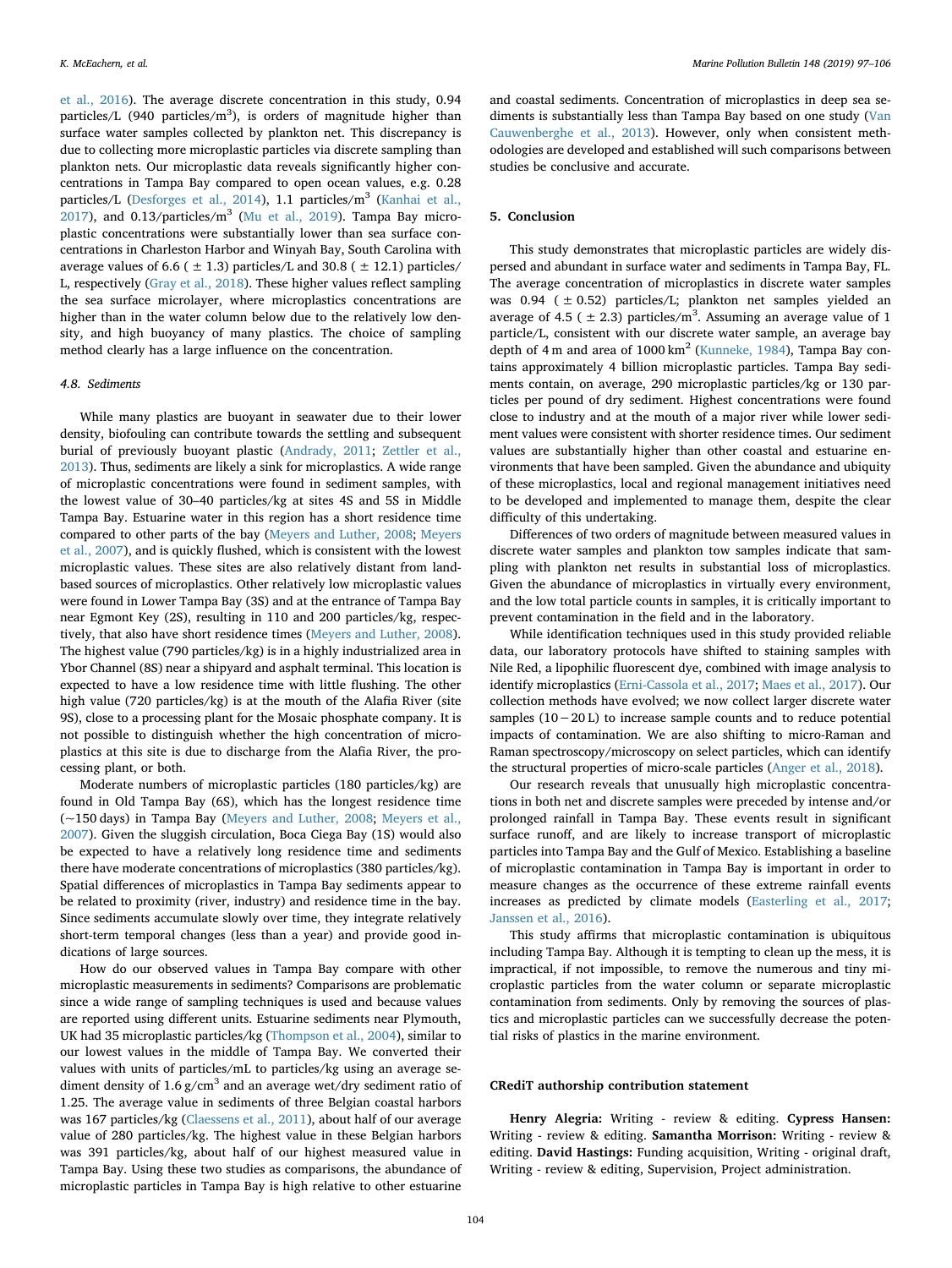et al., 2016). The average discrete concentration in this study, 0.94 particles/L (940 particles/$m^3$), is orders of magnitude higher than surface water samples collected by plankton net. This discrepancy is due to collecting more microplastic particles via discrete sampling than plankton nets. Our microplastic data reveals significantly higher concentrations in Tampa Bay compared to open ocean values, e.g. 0.28 particles/L (Desforges et al., 2014), 1.1 particles/$m^3$ (Kanhai et al., 2017), and 0.13/particles/$m^3$ (Mu et al., 2019). Tampa Bay microplastic concentrations were substantially lower than sea surface concentrations in Charleston Harbor and Winyah Bay, South Carolina with average values of 6.6 ( ± 1.3) particles/L and 30.8 ( ± 12.1) particles/L, respectively (Gray et al., 2018). These higher values reflect sampling the sea surface microlayer, where microplastics concentrations are higher than in the water column below due to the relatively low density, and high buoyancy of many plastics. The choice of sampling method clearly has a large influence on the concentration.

### 4.8. Sediments

While many plastics are buoyant in seawater due to their lower density, biofouling can contribute towards the settling and subsequent burial of previously buoyant plastic (Andrady, 2011; Zettler et al., 2013). Thus, sediments are likely a sink for microplastics. A wide range of microplastic concentrations were found in sediment samples, with the lowest value of 30–40 particles/kg at sites 4S and 5S in Middle Tampa Bay. Estuarine water in this region has a short residence time compared to other parts of the bay (Meyers and Luther, 2008; Meyers et al., 2007), and is quickly flushed, which is consistent with the lowest microplastic values. These sites are also relatively distant from land-based sources of microplastics. Other relatively low microplastic values were found in Lower Tampa Bay (3S) and at the entrance of Tampa Bay near Egmont Key (2S), resulting in 110 and 200 particles/kg, respectively, that also have short residence times (Meyers and Luther, 2008). The highest value (790 particles/kg) is in a highly industrialized area in Ybor Channel (8S) near a shipyard and asphalt terminal. This location is expected to have a low residence time with little flushing. The other high value (720 particles/kg) is at the mouth of the Alafia River (site 9S), close to a processing plant for the Mosaic phosphate company. It is not possible to distinguish whether the high concentration of microplastics at this site is due to discharge from the Alafia River, the processing plant, or both.

Moderate numbers of microplastic particles (180 particles/kg) are found in Old Tampa Bay (6S), which has the longest residence time (~150 days) in Tampa Bay (Meyers and Luther, 2008; Meyers et al., 2007). Given the sluggish circulation, Boca Ciega Bay (1S) would also be expected to have a relatively long residence time and sediments there have moderate concentrations of microplastics (380 particles/kg). Spatial differences of microplastics in Tampa Bay sediments appear to be related to proximity (river, industry) and residence time in the bay. Since sediments accumulate slowly over time, they integrate relatively short-term temporal changes (less than a year) and provide good indications of large sources.

How do our observed values in Tampa Bay compare with other microplastic measurements in sediments? Comparisons are problematic since a wide range of sampling techniques is used and because values are reported using different units. Estuarine sediments near Plymouth, UK had 35 microplastic particles/kg (Thompson et al., 2004), similar to our lowest values in the middle of Tampa Bay. We converted their values with units of particles/mL to particles/kg using an average sediment density of 1.6 g/$cm^3$ and an average wet/dry sediment ratio of 1.25. The average value in sediments of three Belgian coastal harbors was 167 particles/kg (Claessens et al., 2011), about half of our average value of 280 particles/kg. The highest value in these Belgian harbors was 391 particles/kg, about half of our highest measured value in Tampa Bay. Using these two studies as comparisons, the abundance of microplastic particles in Tampa Bay is high relative to other estuarine and coastal sediments. Concentration of microplastics in deep sea sediments is substantially less than Tampa Bay based on one study (Van Cauwenberghe et al., 2013). However, only when consistent methodologies are developed and established will such comparisons between studies be conclusive and accurate.

## 5. Conclusion

This study demonstrates that microplastic particles are widely dispersed and abundant in surface water and sediments in Tampa Bay, FL. The average concentration of microplastics in discrete water samples was 0.94 ( ± 0.52) particles/L; plankton net samples yielded an average of 4.5 ( ± 2.3) particles/$m^3$. Assuming an average value of 1 particle/L, consistent with our discrete water sample, an average bay depth of 4 m and area of 1000 $km^2$ (Kunneke, 1984), Tampa Bay contains approximately 4 billion microplastic particles. Tampa Bay sediments contain, on average, 290 microplastic particles/kg or 130 particles per pound of dry sediment. Highest concentrations were found close to industry and at the mouth of a major river while lower sediment values were consistent with shorter residence times. Our sediment values are substantially higher than other coastal and estuarine environments that have been sampled. Given the abundance and ubiquity of these microplastics, local and regional management initiatives need to be developed and implemented to manage them, despite the clear difficulty of this undertaking.

Differences of two orders of magnitude between measured values in discrete water samples and plankton tow samples indicate that sampling with plankton net results in substantial loss of microplastics. Given the abundance of microplastics in virtually every environment, and the low total particle counts in samples, it is critically important to prevent contamination in the field and in the laboratory.

While identification techniques used in this study provided reliable data, our laboratory protocols have shifted to staining samples with Nile Red, a lipophilic fluorescent dye, combined with image analysis to identify microplastics (Erni-Cassola et al., 2017; Maes et al., 2017). Our collection methods have evolved; we now collect larger discrete water samples (10 − 20 L) to increase sample counts and to reduce potential impacts of contamination. We are also shifting to micro-Raman and Raman spectroscopy/microscopy on select particles, which can identify the structural properties of micro-scale particles (Anger et al., 2018).

Our research reveals that unusually high microplastic concentrations in both net and discrete samples were preceded by intense and/or prolonged rainfall in Tampa Bay. These events result in significant surface runoff, and are likely to increase transport of microplastic particles into Tampa Bay and the Gulf of Mexico. Establishing a baseline of microplastic contamination in Tampa Bay is important in order to measure changes as the occurrence of these extreme rainfall events increases as predicted by climate models (Easterling et al., 2017; Janssen et al., 2016).

This study affirms that microplastic contamination is ubiquitous including Tampa Bay. Although it is tempting to clean up the mess, it is impractical, if not impossible, to remove the numerous and tiny microplastic particles from the water column or separate microplastic contamination from sediments. Only by removing the sources of plastics and microplastic particles can we successfully decrease the potential risks of plastics in the marine environment.

## CRediT authorship contribution statement

**Henry Alegria:** Writing - review & editing. **Cypress Hansen:** Writing - review & editing. **Samantha Morrison:** Writing - review & editing. **David Hastings:** Funding acquisition, Writing - original draft, Writing - review & editing, Supervision, Project administration.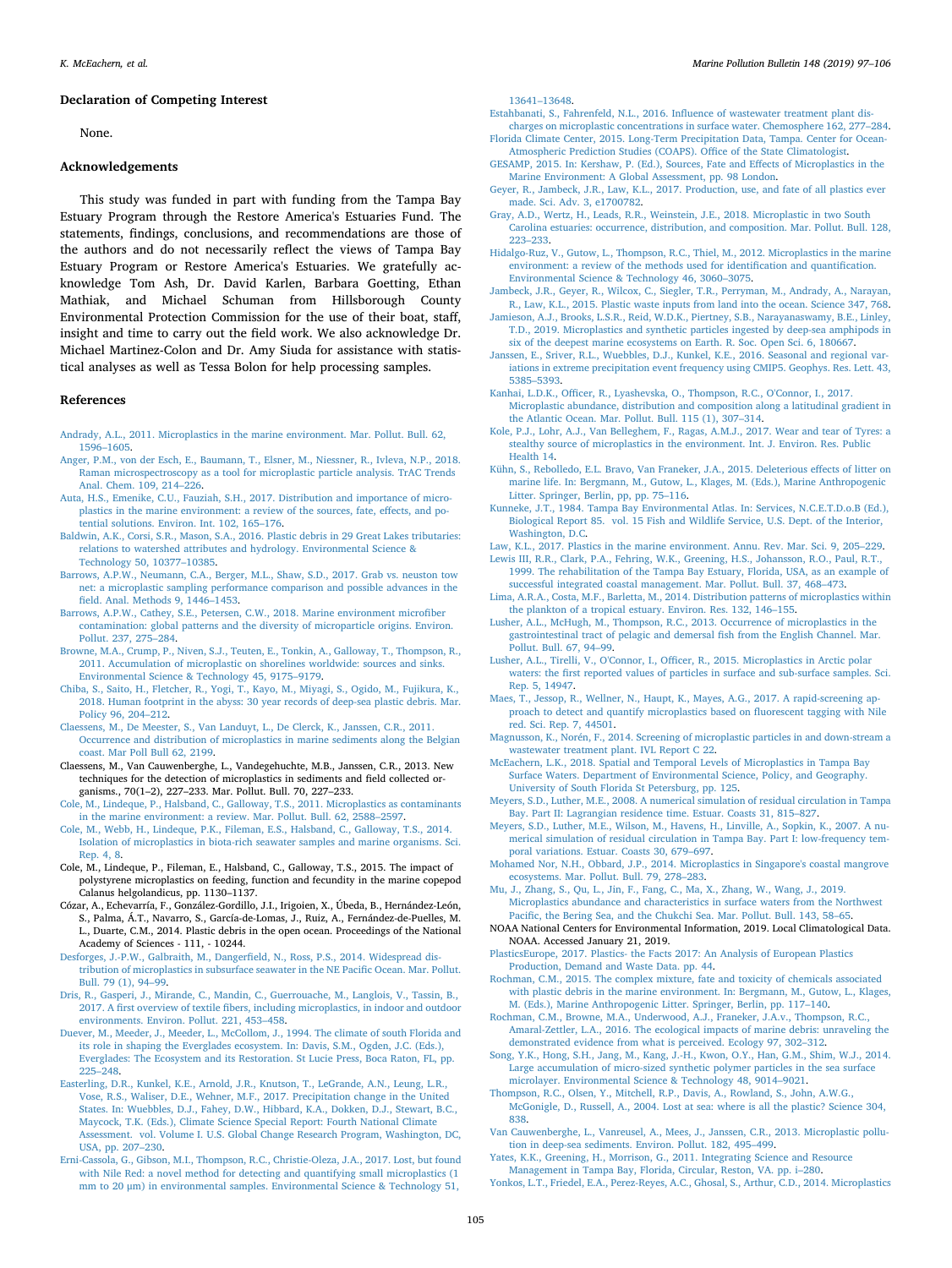## Declaration of Competing Interest

None.

## Acknowledgements

This study was funded in part with funding from the Tampa Bay Estuary Program through the Restore America's Estuaries Fund. The statements, findings, conclusions, and recommendations are those of the authors and do not necessarily reflect the views of Tampa Bay Estuary Program or Restore America's Estuaries. We gratefully acknowledge Tom Ash, Dr. David Karlen, Barbara Goetting, Ethan Mathiak, and Michael Schuman from Hillsborough County Environmental Protection Commission for the use of their boat, staff, insight and time to carry out the field work. We also acknowledge Dr. Michael Martinez-Colon and Dr. Amy Siuda for assistance with statistical analyses as well as Tessa Bolon for help processing samples.

## References

Andrady, A.L., 2011. Microplastics in the marine environment. Mar. Pollut. Bull. 62, 1596–1605.

Anger, P.M., von der Esch, E., Baumann, T., Elsner, M., Niessner, R., Ivleva, N.P., 2018. Raman microspectroscopy as a tool for microplastic particle analysis. TrAC Trends Anal. Chem. 109, 214–226.

Auta, H.S., Emenike, C.U., Fauziah, S.H., 2017. Distribution and importance of microplastics in the marine environment: a review of the sources, fate, effects, and potential solutions. Environ. Int. 102, 165–176.

Baldwin, A.K., Corsi, S.R., Mason, S.A., 2016. Plastic debris in 29 Great Lakes tributaries: relations to watershed attributes and hydrology. Environmental Science & Technology 50, 10377–10385.

Barrows, A.P.W., Neumann, C.A., Berger, M.L., Shaw, S.D., 2017. Grab vs. neuston tow net: a microplastic sampling performance comparison and possible advances in the field. Anal. Methods 9, 1446–1453.

Barrows, A.P.W., Cathey, S.E., Petersen, C.W., 2018. Marine environment microfiber contamination: global patterns and the diversity of microparticle origins. Environ. Pollut. 237, 275–284.

Browne, M.A., Crump, P., Niven, S.J., Teuten, E., Tonkin, A., Galloway, T., Thompson, R., 2011. Accumulation of microplastic on shorelines worldwide: sources and sinks. Environmental Science & Technology 45, 9175–9179.

Chiba, S., Saito, H., Fletcher, R., Yogi, T., Kayo, M., Miyagi, S., Ogido, M., Fujikura, K., 2018. Human footprint in the abyss: 30 year records of deep-sea plastic debris. Mar. Policy 96, 204–212.

Claessens, M., De Meester, S., Van Landuyt, L., De Clerck, K., Janssen, C.R., 2011. Occurrence and distribution of microplastics in marine sediments along the Belgian coast. Mar Poll Bull 62, 2199.

Claessens, M., Van Cauwenberghe, L., Vandegehuchte, M.B., Janssen, C.R., 2013. New techniques for the detection of microplastics in sediments and field collected organisms., 70(1–2), 227–233. Mar. Pollut. Bull. 70, 227–233.

Cole, M., Lindeque, P., Halsband, C., Galloway, T.S., 2011. Microplastics as contaminants in the marine environment: a review. Mar. Pollut. Bull. 62, 2588–2597.

Cole, M., Webb, H., Lindeque, P.K., Fileman, E.S., Halsband, C., Galloway, T.S., 2014. Isolation of microplastics in biota-rich seawater samples and marine organisms. Sci. Rep. 4, 8.

Cole, M., Lindeque, P., Fileman, E., Halsband, C., Galloway, T.S., 2015. The impact of polystyrene microplastics on feeding, function and fecundity in the marine copepod Calanus helgolandicus, pp. 1130–1137.

Cózar, A., Echevarría, F., González-Gordillo, J.I., Irigoien, X., Úbeda, B., Hernández-León, S., Palma, Á.T., Navarro, S., García-de-Lomas, J., Ruiz, A., Fernández-de-Puelles, M. L., Duarte, C.M., 2014. Plastic debris in the open ocean. Proceedings of the National Academy of Sciences - 111, - 10244.

Desforges, J.-P.W., Galbraith, M., Dangerfield, N., Ross, P.S., 2014. Widespread distribution of microplastics in subsurface seawater in the NE Pacific Ocean. Mar. Pollut. Bull. 79 (1), 94–99.

Dris, R., Gasperi, J., Mirande, C., Mandin, C., Guerrouache, M., Langlois, V., Tassin, B., 2017. A first overview of textile fibers, including microplastics, in indoor and outdoor environments. Environ. Pollut. 221, 453–458.

Duever, M., Meeder, J., Meeder, L., McCollom, J., 1994. The climate of south Florida and its role in shaping the Everglades ecosystem. In: Davis, S.M., Ogden, J.C. (Eds.), Everglades: The Ecosystem and its Restoration. St Lucie Press, Boca Raton, FL, pp. 225–248.

Easterling, D.R., Kunkel, K.E., Arnold, J.R., Knutson, T., LeGrande, A.N., Leung, L.R., Vose, R.S., Waliser, D.E., Wehner, M.F., 2017. Precipitation change in the United States. In: Wuebbles, D.J., Fahey, D.W., Hibbard, K.A., Dokken, D.J., Stewart, B.C., Maycock, T.K. (Eds.), Climate Science Special Report: Fourth National Climate Assessment. vol. Volume I. U.S. Global Change Research Program, Washington, DC, USA, pp. 207–230.

Erni-Cassola, G., Gibson, M.I., Thompson, R.C., Christie-Oleza, J.A., 2017. Lost, but found with Nile Red: a novel method for detecting and quantifying small microplastics (1 mm to 20 μm) in environmental samples. Environmental Science & Technology 51, 13641–13648.

Estahbanati, S., Fahrenfeld, N.L., 2016. Influence of wastewater treatment plant discharges on microplastic concentrations in surface water. Chemosphere 162, 277–284.

Florida Climate Center, 2015. Long-Term Precipitation Data, Tampa. Center for Ocean-Atmospheric Prediction Studies (COAPS). Office of the State Climatologist.

GESAMP, 2015. In: Kershaw, P. (Ed.), Sources, Fate and Effects of Microplastics in the Marine Environment: A Global Assessment, pp. 98 London.

Geyer, R., Jambeck, J.R., Law, K.L., 2017. Production, use, and fate of all plastics ever made. Sci. Adv. 3, e1700782.

Gray, A.D., Wertz, H., Leads, R.R., Weinstein, J.E., 2018. Microplastic in two South Carolina estuaries: occurrence, distribution, and composition. Mar. Pollut. Bull. 128, 223–233.

Hidalgo-Ruz, V., Gutow, L., Thompson, R.C., Thiel, M., 2012. Microplastics in the marine environment: a review of the methods used for identification and quantification. Environmental Science & Technology 46, 3060–3075.

Jambeck, J.R., Geyer, R., Wilcox, C., Siegler, T.R., Perryman, M., Andrady, A., Narayan, R., Law, K.L., 2015. Plastic waste inputs from land into the ocean. Science 347, 768.

Jamieson, A.J., Brooks, L.S.R., Reid, W.D.K., Piertney, S.B., Narayanaswamy, B.E., Linley, T.D., 2019. Microplastics and synthetic particles ingested by deep-sea amphipods in six of the deepest marine ecosystems on Earth. R. Soc. Open Sci. 6, 180667.

Janssen, E., Sriver, R.L., Wuebbles, D.J., Kunkel, K.E., 2016. Seasonal and regional variations in extreme precipitation event frequency using CMIP5. Geophys. Res. Lett. 43, 5385–5393.

Kanhai, L.D.K., Officer, R., Lyashevska, O., Thompson, R.C., O'Connor, I., 2017. Microplastic abundance, distribution and composition along a latitudinal gradient in the Atlantic Ocean. Mar. Pollut. Bull. 115 (1), 307–314.

Kole, P.J., Lohr, A.J., Van Belleghem, F., Ragas, A.M.J., 2017. Wear and tear of Tyres: a stealthy source of microplastics in the environment. Int. J. Environ. Res. Public Health 14.

Kühn, S., Rebolledo, E.L. Bravo, Van Franeker, J.A., 2015. Deleterious effects of litter on marine life. In: Bergmann, M., Gutow, L., Klages, M. (Eds.), Marine Anthropogenic Litter. Springer, Berlin, pp, pp. 75–116.

Kunneke, J.T., 1984. Tampa Bay Environmental Atlas. In: Services, N.C.E.T.D.o.B (Ed.), Biological Report 85. vol. 15 Fish and Wildlife Service, U.S. Dept. of the Interior, Washington, D.C.

Law, K.L., 2017. Plastics in the marine environment. Annu. Rev. Mar. Sci. 9, 205–229.

Lewis III, R.R., Clark, P.A., Fehring, W.K., Greening, H.S., Johansson, R.O., Paul, R.T., 1999. The rehabilitation of the Tampa Bay Estuary, Florida, USA, as an example of successful integrated coastal management. Mar. Pollut. Bull. 37, 468–473.

Lima, A.R.A., Costa, M.F., Barletta, M., 2014. Distribution patterns of microplastics within the plankton of a tropical estuary. Environ. Res. 132, 146–155.

Lusher, A.L., McHugh, M., Thompson, R.C., 2013. Occurrence of microplastics in the gastrointestinal tract of pelagic and demersal fish from the English Channel. Mar. Pollut. Bull. 67, 94–99.

Lusher, A.L., Tirelli, V., O'Connor, I., Officer, R., 2015. Microplastics in Arctic polar waters: the first reported values of particles in surface and sub-surface samples. Sci. Rep. 5, 14947.

Maes, T., Jessop, R., Wellner, N., Haupt, K., Mayes, A.G., 2017. A rapid-screening approach to detect and quantify microplastics based on fluorescent tagging with Nile red. Sci. Rep. 7, 44501.

Magnusson, K., Norén, F., 2014. Screening of microplastic particles in and down-stream a wastewater treatment plant. IVL Report C 22.

McEachern, L.K., 2018. Spatial and Temporal Levels of Microplastics in Tampa Bay Surface Waters. Department of Environmental Science, Policy, and Geography. University of South Florida St Petersburg, pp. 125.

Meyers, S.D., Luther, M.E., 2008. A numerical simulation of residual circulation in Tampa Bay. Part II: Lagrangian residence time. Estuar. Coasts 31, 815–827.

Meyers, S.D., Luther, M.E., Wilson, M., Havens, H., Linville, A., Sopkin, K., 2007. A numerical simulation of residual circulation in Tampa Bay. Part I: low-frequency temporal variations. Estuar. Coasts 30, 679–697.

Mohamed Nor, N.H., Obbard, J.P., 2014. Microplastics in Singapore's coastal mangrove ecosystems. Mar. Pollut. Bull. 79, 278–283.

Mu, J., Zhang, S., Qu, L., Jin, F., Fang, C., Ma, X., Zhang, W., Wang, J., 2019. Microplastics abundance and characteristics in surface waters from the Northwest Pacific, the Bering Sea, and the Chukchi Sea. Mar. Pollut. Bull. 143, 58–65.

NOAA National Centers for Environmental Information, 2019. Local Climatological Data. NOAA. Accessed January 21, 2019.

PlasticsEurope, 2017. Plastics- the Facts 2017: An Analysis of European Plastics Production, Demand and Waste Data. pp. 44.

Rochman, C.M., 2015. The complex mixture, fate and toxicity of chemicals associated with plastic debris in the marine environment. In: Bergmann, M., Gutow, L., Klages, M. (Eds.), Marine Anthropogenic Litter. Springer, Berlin, pp. 117–140.

Rochman, C.M., Browne, M.A., Underwood, A.J., Franeker, J.A.v., Thompson, R.C., Amaral-Zettler, L.A., 2016. The ecological impacts of marine debris: unraveling the demonstrated evidence from what is perceived. Ecology 97, 302–312.

Song, Y.K., Hong, S.H., Jang, M., Kang, J.-H., Kwon, O.Y., Han, G.M., Shim, W.J., 2014. Large accumulation of micro-sized synthetic polymer particles in the sea surface microlayer. Environmental Science & Technology 48, 9014–9021.

Thompson, R.C., Olsen, Y., Mitchell, R.P., Davis, A., Rowland, S., John, A.W.G., McGonigle, D., Russell, A., 2004. Lost at sea: where is all the plastic? Science 304, 838.

Van Cauwenberghe, L., Vanreusel, A., Mees, J., Janssen, C.R., 2013. Microplastic pollution in deep-sea sediments. Environ. Pollut. 182, 495–499.

Yates, K.K., Greening, H., Morrison, G., 2011. Integrating Science and Resource Management in Tampa Bay, Florida, Circular, Reston, VA. pp. i–280.

Yonkos, L.T., Friedel, E.A., Perez-Reyes, A.C., Ghosal, S., Arthur, C.D., 2014. Microplastics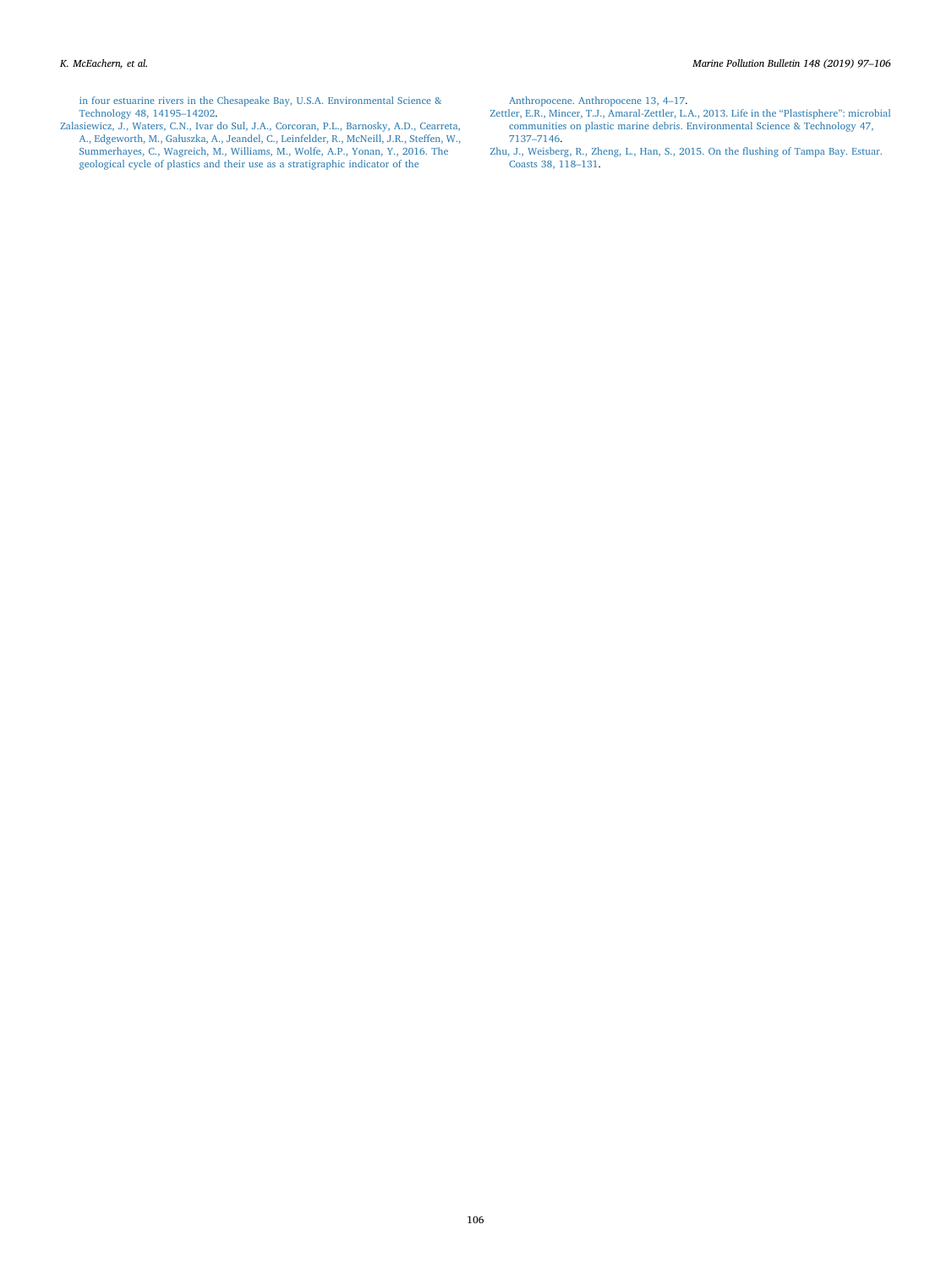in four estuarine rivers in the Chesapeake Bay, U.S.A. Environmental Science & Technology 48, 14195–14202.

Zalasiewicz, J., Waters, C.N., Ivar do Sul, J.A., Corcoran, P.L., Barnosky, A.D., Cearreta, A., Edgeworth, M., Gałuszka, A., Jeandel, C., Leinfelder, R., McNeill, J.R., Steffen, W., Summerhayes, C., Wagreich, M., Williams, M., Wolfe, A.P., Yonan, Y., 2016. The geological cycle of plastics and their use as a stratigraphic indicator of the Anthropocene. Anthropocene 13, 4–17.

Zettler, E.R., Mincer, T.J., Amaral-Zettler, L.A., 2013. Life in the "Plastisphere": microbial communities on plastic marine debris. Environmental Science & Technology 47, 7137–7146.

Zhu, J., Weisberg, R., Zheng, L., Han, S., 2015. On the flushing of Tampa Bay. Estuar. Coasts 38, 118–131.